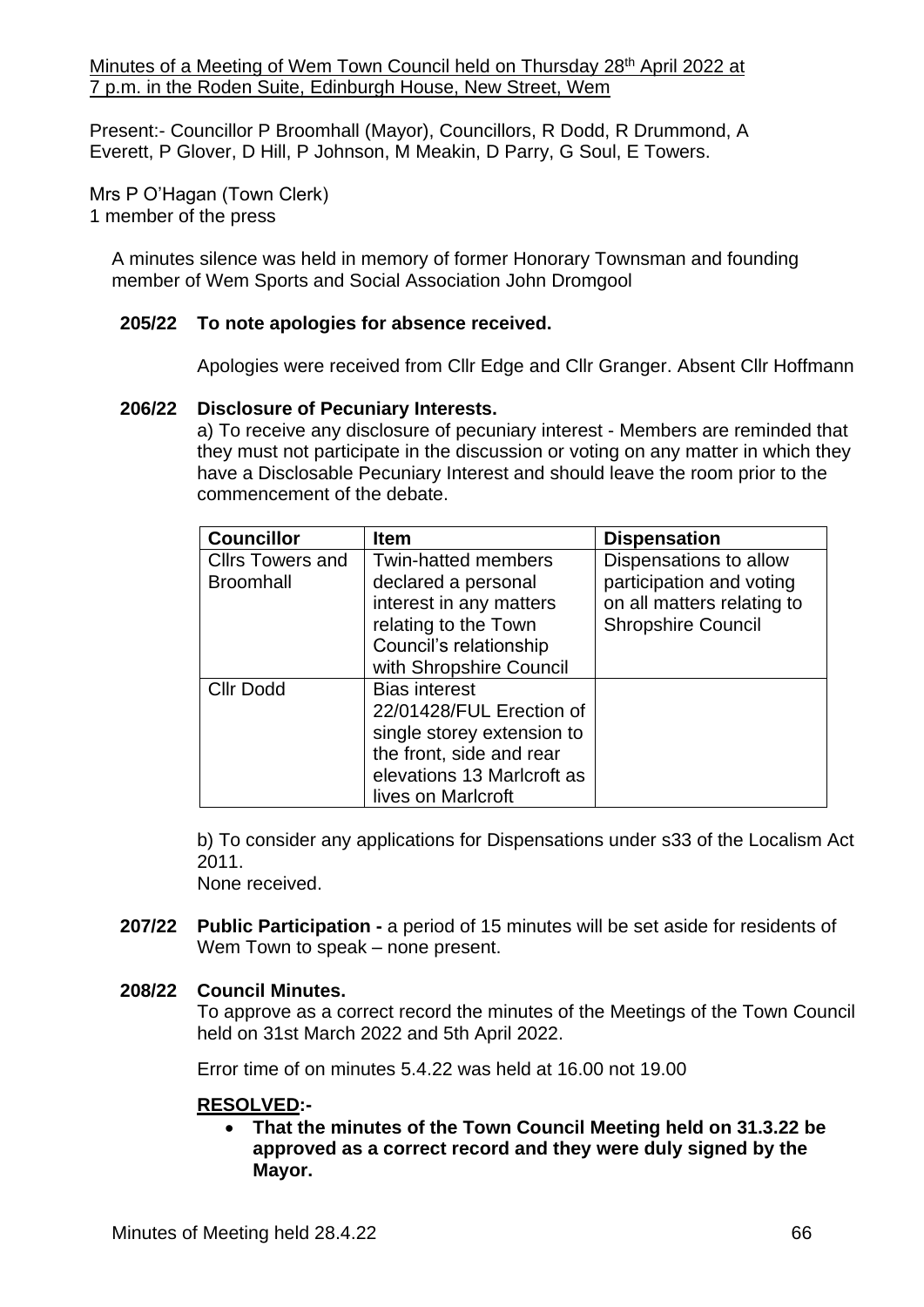Minutes of a Meeting of Wem Town Council held on Thursday 28th April 2022 at 7 p.m. in the Roden Suite, Edinburgh House, New Street, Wem

Present:- Councillor P Broomhall (Mayor), Councillors, R Dodd, R Drummond, A Everett, P Glover, D Hill, P Johnson, M Meakin, D Parry, G Soul, E Towers.

Mrs P O'Hagan (Town Clerk)
1 member of the press

A minutes silence was held in memory of former Honorary Townsman and founding member of Wem Sports and Social Association John Dromgool

**205/22 To note apologies for absence received.**

Apologies were received from Cllr Edge and Cllr Granger. Absent Cllr Hoffmann

**206/22 Disclosure of Pecuniary Interests.**

a) To receive any disclosure of pecuniary interest - Members are reminded that they must not participate in the discussion or voting on any matter in which they have a Disclosable Pecuniary Interest and should leave the room prior to the commencement of the debate.

| Councillor | Item | Dispensation |
|---|---|---|
| Cllrs Towers and Broomhall | Twin-hatted members declared a personal interest in any matters relating to the Town Council's relationship with Shropshire Council | Dispensations to allow participation and voting on all matters relating to Shropshire Council |
| Cllr Dodd | Bias interest 22/01428/FUL Erection of single storey extension to the front, side and rear elevations 13 Marlcroft as lives on Marlcroft | |

b) To consider any applications for Dispensations under s33 of the Localism Act 2011.
None received.

**207/22 Public Participation -** a period of 15 minutes will be set aside for residents of Wem Town to speak – none present.

**208/22 Council Minutes.**

To approve as a correct record the minutes of the Meetings of the Town Council held on 31st March 2022 and 5th April 2022.

Error time of on minutes 5.4.22 was held at 16.00 not 19.00

**RESOLVED:-**

- **That the minutes of the Town Council Meeting held on 31.3.22 be approved as a correct record and they were duly signed by the Mayor.**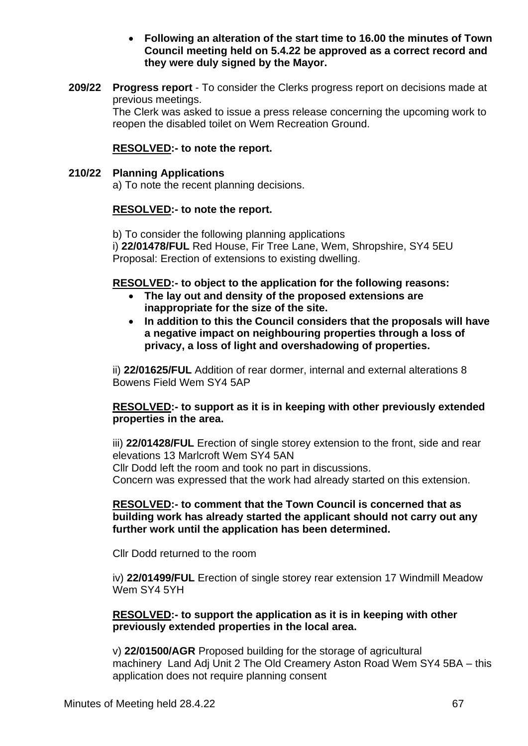- **Following an alteration of the start time to 16.00 the minutes of Town Council meeting held on 5.4.22 be approved as a correct record and they were duly signed by the Mayor.**

**209/22 Progress report** - To consider the Clerks progress report on decisions made at previous meetings.

The Clerk was asked to issue a press release concerning the upcoming work to reopen the disabled toilet on Wem Recreation Ground.

**RESOLVED:- to note the report.**

**210/22 Planning Applications**

a) To note the recent planning decisions.

**RESOLVED:- to note the report.**

b) To consider the following planning applications

i) **22/01478/FUL** Red House, Fir Tree Lane, Wem, Shropshire, SY4 5EU
Proposal: Erection of extensions to existing dwelling.

**RESOLVED:- to object to the application for the following reasons:**

- **The lay out and density of the proposed extensions are inappropriate for the size of the site.**
- **In addition to this the Council considers that the proposals will have a negative impact on neighbouring properties through a loss of privacy, a loss of light and overshadowing of properties.**

ii) **22/01625/FUL** Addition of rear dormer, internal and external alterations 8 Bowens Field Wem SY4 5AP

**RESOLVED:- to support as it is in keeping with other previously extended properties in the area.**

iii) **22/01428/FUL** Erection of single storey extension to the front, side and rear elevations 13 Marlcroft Wem SY4 5AN

Cllr Dodd left the room and took no part in discussions.

Concern was expressed that the work had already started on this extension.

**RESOLVED:- to comment that the Town Council is concerned that as building work has already started the applicant should not carry out any further work until the application has been determined.**

Cllr Dodd returned to the room

iv) **22/01499/FUL** Erection of single storey rear extension 17 Windmill Meadow Wem SY4 5YH

**RESOLVED:- to support the application as it is in keeping with other previously extended properties in the local area.**

v) **22/01500/AGR** Proposed building for the storage of agricultural machinery Land Adj Unit 2 The Old Creamery Aston Road Wem SY4 5BA – this application does not require planning consent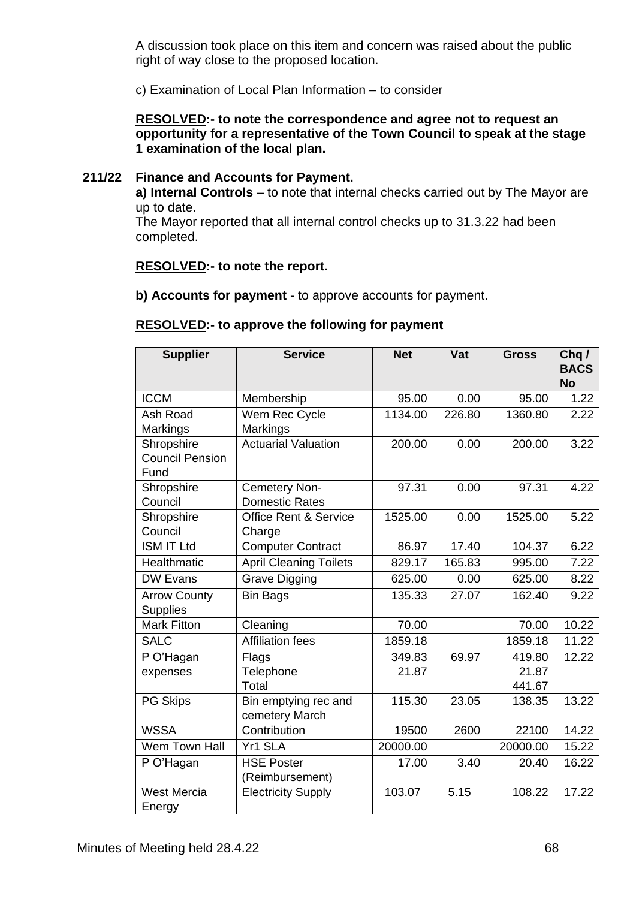A discussion took place on this item and concern was raised about the public right of way close to the proposed location.

c) Examination of Local Plan Information – to consider

**RESOLVED:- to note the correspondence and agree not to request an opportunity for a representative of the Town Council to speak at the stage 1 examination of the local plan.**

**211/22 Finance and Accounts for Payment.**

**a) Internal Controls** – to note that internal checks carried out by The Mayor are up to date.
The Mayor reported that all internal control checks up to 31.3.22 had been completed.

**RESOLVED:- to note the report.**

**b) Accounts for payment** - to approve accounts for payment.

**RESOLVED:- to approve the following for payment**

| Supplier | Service | Net | Vat | Gross | Chq / BACS No |
|---|---|---|---|---|---|
| ICCM | Membership | 95.00 | 0.00 | 95.00 | 1.22 |
| Ash Road Markings | Wem Rec Cycle Markings | 1134.00 | 226.80 | 1360.80 | 2.22 |
| Shropshire Council Pension Fund | Actuarial Valuation | 200.00 | 0.00 | 200.00 | 3.22 |
| Shropshire Council | Cemetery Non-Domestic Rates | 97.31 | 0.00 | 97.31 | 4.22 |
| Shropshire Council | Office Rent & Service Charge | 1525.00 | 0.00 | 1525.00 | 5.22 |
| ISM IT Ltd | Computer Contract | 86.97 | 17.40 | 104.37 | 6.22 |
| Healthmatic | April Cleaning Toilets | 829.17 | 165.83 | 995.00 | 7.22 |
| DW Evans | Grave Digging | 625.00 | 0.00 | 625.00 | 8.22 |
| Arrow County Supplies | Bin Bags | 135.33 | 27.07 | 162.40 | 9.22 |
| Mark Fitton | Cleaning | 70.00 | | 70.00 | 10.22 |
| SALC | Affiliation fees | 1859.18 | | 1859.18 | 11.22 |
| P O'Hagan expenses | Flags<br>Telephone<br>Total | 349.83<br>21.87 | 69.97 | 419.80<br>21.87<br>441.67 | 12.22 |
| PG Skips | Bin emptying rec and cemetery March | 115.30 | 23.05 | 138.35 | 13.22 |
| WSSA | Contribution | 19500 | 2600 | 22100 | 14.22 |
| Wem Town Hall | Yr1 SLA | 20000.00 | | 20000.00 | 15.22 |
| P O'Hagan | HSE Poster (Reimbursement) | 17.00 | 3.40 | 20.40 | 16.22 |
| West Mercia Energy | Electricity Supply | 103.07 | 5.15 | 108.22 | 17.22 |

Minutes of Meeting held 28.4.22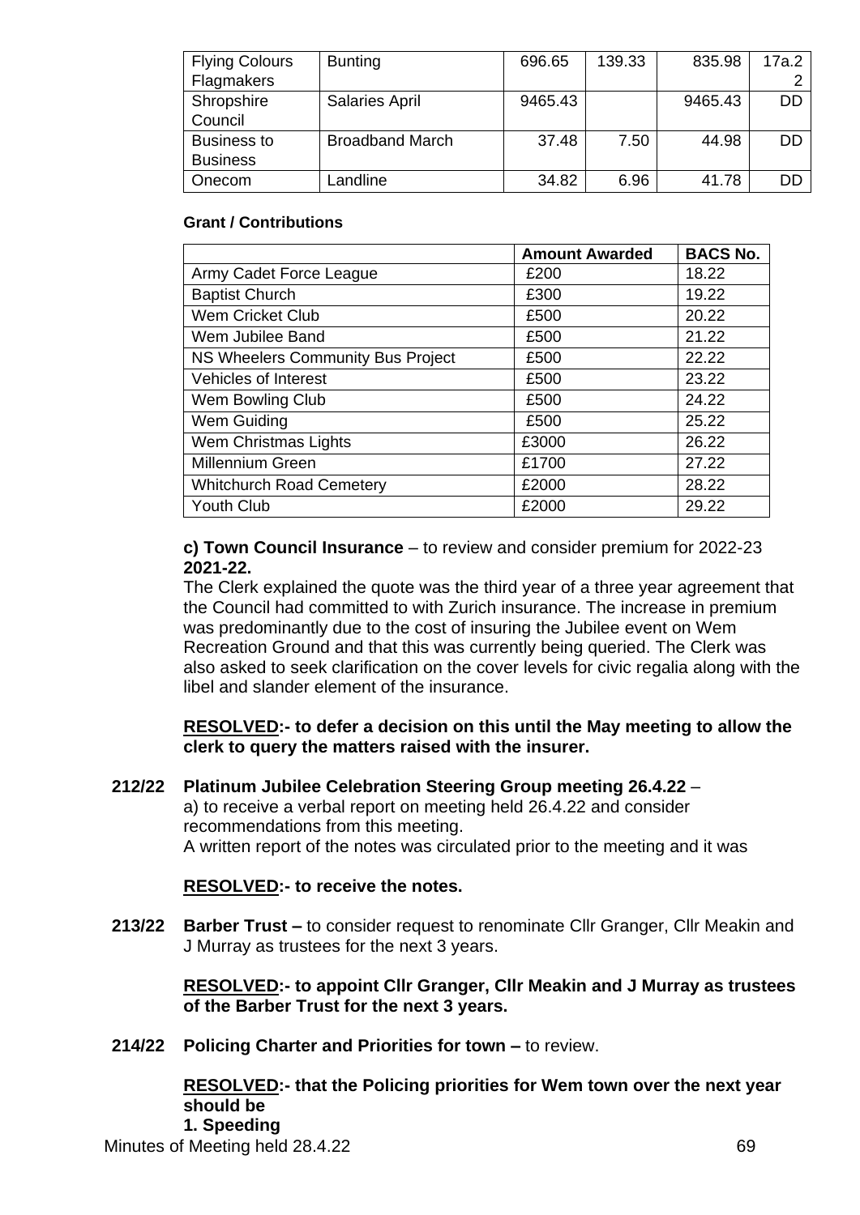| | | | | | |
|---|---|---|---|---|---|
| Flying Colours Flagmakers | Bunting | 696.65 | 139.33 | 835.98 | 17a.22 |
| Shropshire Council | Salaries April | 9465.43 | | 9465.43 | DD |
| Business to Business | Broadband March | 37.48 | 7.50 | 44.98 | DD |
| Onecom | Landline | 34.82 | 6.96 | 41.78 | DD |

**Grant / Contributions**

| | Amount Awarded | BACS No. |
|---|---|---|
| Army Cadet Force League | £200 | 18.22 |
| Baptist Church | £300 | 19.22 |
| Wem Cricket Club | £500 | 20.22 |
| Wem Jubilee Band | £500 | 21.22 |
| NS Wheelers Community Bus Project | £500 | 22.22 |
| Vehicles of Interest | £500 | 23.22 |
| Wem Bowling Club | £500 | 24.22 |
| Wem Guiding | £500 | 25.22 |
| Wem Christmas Lights | £3000 | 26.22 |
| Millennium Green | £1700 | 27.22 |
| Whitchurch Road Cemetery | £2000 | 28.22 |
| Youth Club | £2000 | 29.22 |

**c) Town Council Insurance** – to review and consider premium for 2022-23 **2021-22.**

The Clerk explained the quote was the third year of a three year agreement that the Council had committed to with Zurich insurance. The increase in premium was predominantly due to the cost of insuring the Jubilee event on Wem Recreation Ground and that this was currently being queried. The Clerk was also asked to seek clarification on the cover levels for civic regalia along with the libel and slander element of the insurance.

**RESOLVED:- to defer a decision on this until the May meeting to allow the clerk to query the matters raised with the insurer.**

**212/22 Platinum Jubilee Celebration Steering Group meeting 26.4.22** –
a) to receive a verbal report on meeting held 26.4.22 and consider recommendations from this meeting.
A written report of the notes was circulated prior to the meeting and it was

**RESOLVED:- to receive the notes.**

**213/22 Barber Trust –** to consider request to renominate Cllr Granger, Cllr Meakin and J Murray as trustees for the next 3 years.

**RESOLVED:- to appoint Cllr Granger, Cllr Meakin and J Murray as trustees of the Barber Trust for the next 3 years.**

**214/22 Policing Charter and Priorities for town –** to review.

**RESOLVED:- that the Policing priorities for Wem town over the next year should be**
**1. Speeding**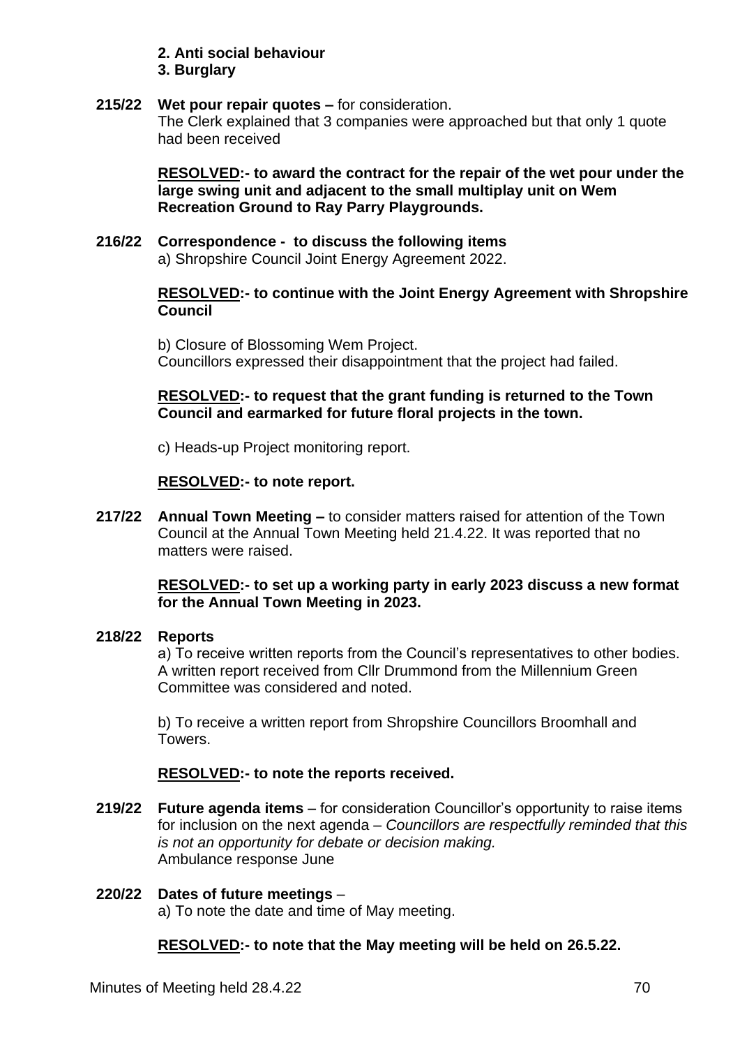**2. Anti social behaviour**
**3. Burglary**

**215/22 Wet pour repair quotes –** for consideration.
The Clerk explained that 3 companies were approached but that only 1 quote had been received

**RESOLVED:- to award the contract for the repair of the wet pour under the large swing unit and adjacent to the small multiplay unit on Wem Recreation Ground to Ray Parry Playgrounds.**

**216/22 Correspondence - to discuss the following items**
a) Shropshire Council Joint Energy Agreement 2022.

**RESOLVED:- to continue with the Joint Energy Agreement with Shropshire Council**

b) Closure of Blossoming Wem Project.
Councillors expressed their disappointment that the project had failed.

**RESOLVED:- to request that the grant funding is returned to the Town Council and earmarked for future floral projects in the town.**

c) Heads-up Project monitoring report.

**RESOLVED:- to note report.**

**217/22 Annual Town Meeting –** to consider matters raised for attention of the Town Council at the Annual Town Meeting held 21.4.22. It was reported that no matters were raised.

**RESOLVED:- to set up a working party in early 2023 discuss a new format for the Annual Town Meeting in 2023.**

**218/22 Reports**
a) To receive written reports from the Council's representatives to other bodies. A written report received from Cllr Drummond from the Millennium Green Committee was considered and noted.

b) To receive a written report from Shropshire Councillors Broomhall and Towers.

**RESOLVED:- to note the reports received.**

**219/22 Future agenda items** – for consideration Councillor's opportunity to raise items for inclusion on the next agenda – *Councillors are respectfully reminded that this is not an opportunity for debate or decision making.*
Ambulance response June

**220/22 Dates of future meetings** –
a) To note the date and time of May meeting.

**RESOLVED:- to note that the May meeting will be held on 26.5.22.**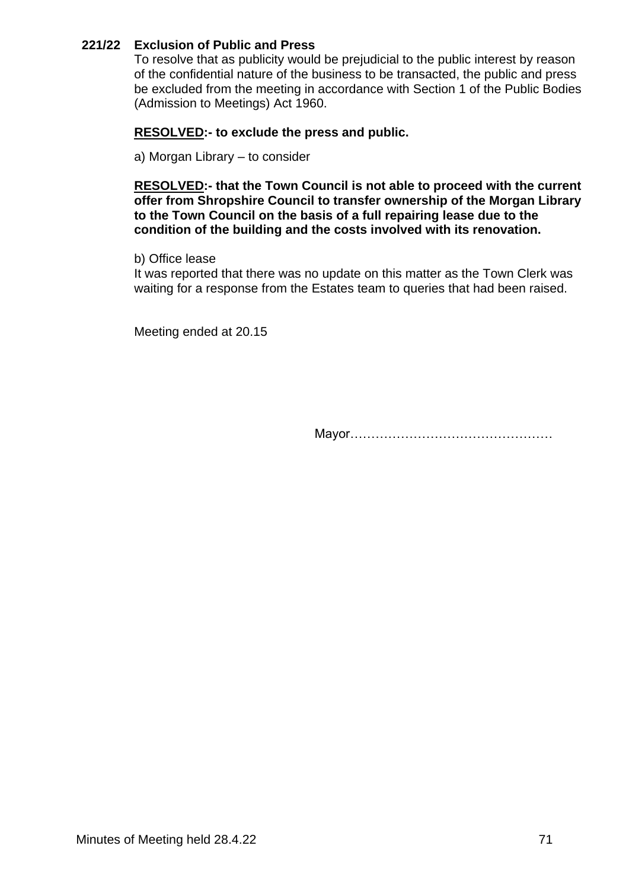**221/22 Exclusion of Public and Press**

To resolve that as publicity would be prejudicial to the public interest by reason of the confidential nature of the business to be transacted, the public and press be excluded from the meeting in accordance with Section 1 of the Public Bodies (Admission to Meetings) Act 1960.

**<u>RESOLVED</u>:- to exclude the press and public.**

a) Morgan Library – to consider

**<u>RESOLVED</u>:- that the Town Council is not able to proceed with the current offer from Shropshire Council to transfer ownership of the Morgan Library to the Town Council on the basis of a full repairing lease due to the condition of the building and the costs involved with its renovation.**

b) Office lease

It was reported that there was no update on this matter as the Town Clerk was waiting for a response from the Estates team to queries that had been raised.

Meeting ended at 20.15

Mayor…………………………………………

Minutes of Meeting held 28.4.22